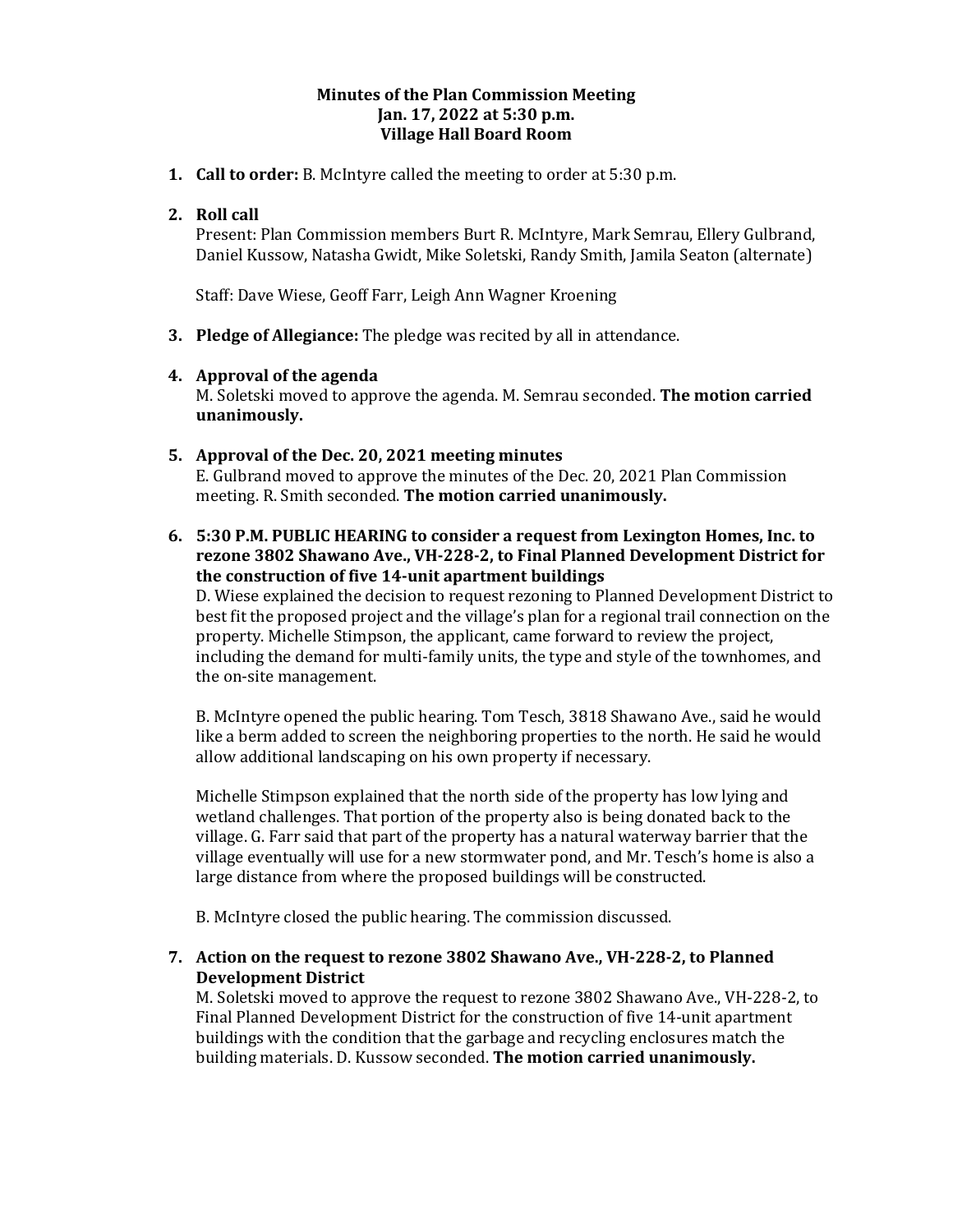**Minutes of the Plan Commission Meeting**
**Jan. 17, 2022 at 5:30 p.m.**
**Village Hall Board Room**

1. **Call to order:** B. McIntyre called the meeting to order at 5:30 p.m.

2. **Roll call**
   Present: Plan Commission members Burt R. McIntyre, Mark Semrau, Ellery Gulbrand, Daniel Kussow, Natasha Gwidt, Mike Soletski, Randy Smith, Jamila Seaton (alternate)

   Staff: Dave Wiese, Geoff Farr, Leigh Ann Wagner Kroening

3. **Pledge of Allegiance:** The pledge was recited by all in attendance.

4. **Approval of the agenda**
   M. Soletski moved to approve the agenda. M. Semrau seconded. **The motion carried unanimously.**

5. **Approval of the Dec. 20, 2021 meeting minutes**
   E. Gulbrand moved to approve the minutes of the Dec. 20, 2021 Plan Commission meeting. R. Smith seconded. **The motion carried unanimously.**

6. **5:30 P.M. PUBLIC HEARING to consider a request from Lexington Homes, Inc. to rezone 3802 Shawano Ave., VH-228-2, to Final Planned Development District for the construction of five 14-unit apartment buildings**
   D. Wiese explained the decision to request rezoning to Planned Development District to best fit the proposed project and the village's plan for a regional trail connection on the property. Michelle Stimpson, the applicant, came forward to review the project, including the demand for multi-family units, the type and style of the townhomes, and the on-site management.

   B. McIntyre opened the public hearing. Tom Tesch, 3818 Shawano Ave., said he would like a berm added to screen the neighboring properties to the north. He said he would allow additional landscaping on his own property if necessary.

   Michelle Stimpson explained that the north side of the property has low lying and wetland challenges. That portion of the property also is being donated back to the village. G. Farr said that part of the property has a natural waterway barrier that the village eventually will use for a new stormwater pond, and Mr. Tesch's home is also a large distance from where the proposed buildings will be constructed.

   B. McIntyre closed the public hearing. The commission discussed.

7. **Action on the request to rezone 3802 Shawano Ave., VH-228-2, to Planned Development District**
   M. Soletski moved to approve the request to rezone 3802 Shawano Ave., VH-228-2, to Final Planned Development District for the construction of five 14-unit apartment buildings with the condition that the garbage and recycling enclosures match the building materials. D. Kussow seconded. **The motion carried unanimously.**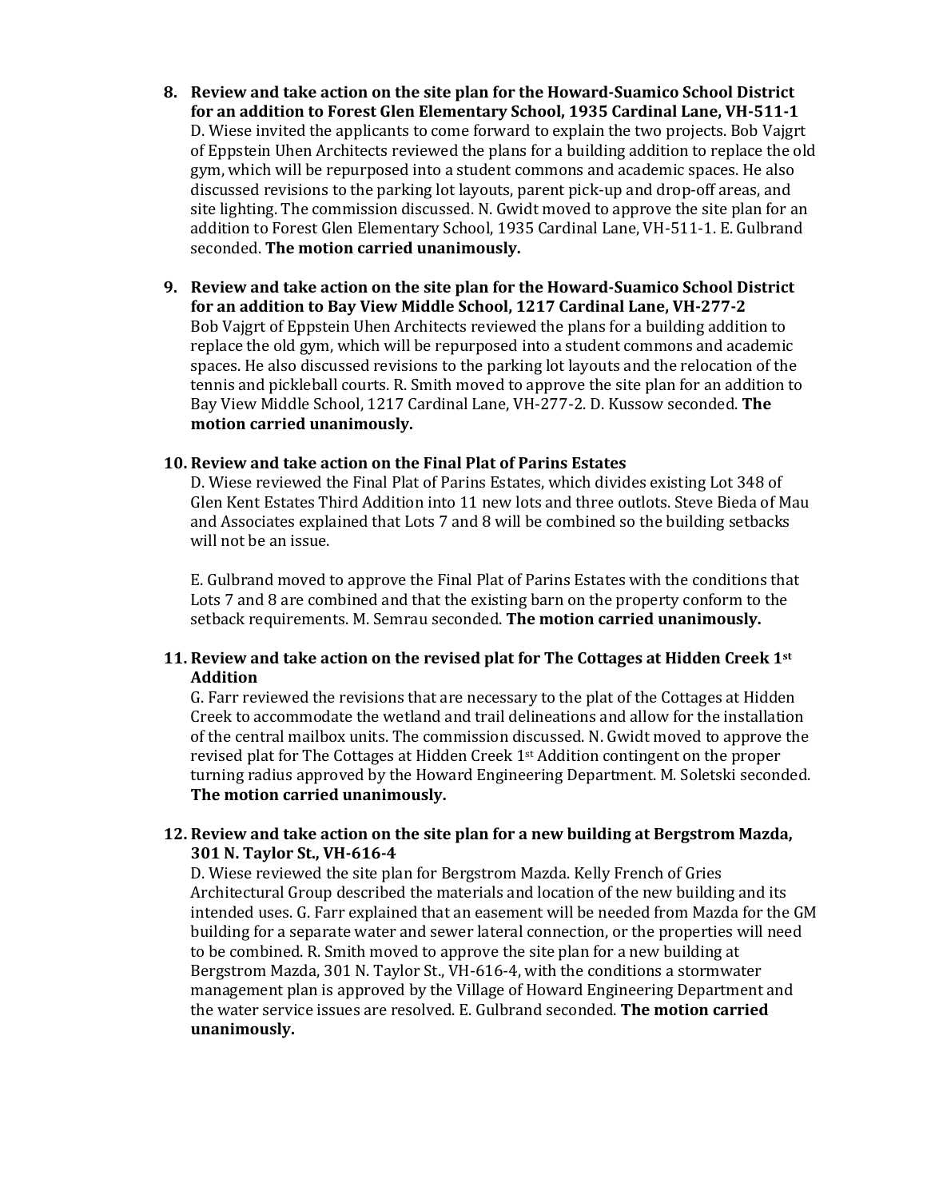8. **Review and take action on the site plan for the Howard-Suamico School District for an addition to Forest Glen Elementary School, 1935 Cardinal Lane, VH-511-1**
   D. Wiese invited the applicants to come forward to explain the two projects. Bob Vajgrt of Eppstein Uhen Architects reviewed the plans for a building addition to replace the old gym, which will be repurposed into a student commons and academic spaces. He also discussed revisions to the parking lot layouts, parent pick-up and drop-off areas, and site lighting. The commission discussed. N. Gwidt moved to approve the site plan for an addition to Forest Glen Elementary School, 1935 Cardinal Lane, VH-511-1. E. Gulbrand seconded. **The motion carried unanimously.**

9. **Review and take action on the site plan for the Howard-Suamico School District for an addition to Bay View Middle School, 1217 Cardinal Lane, VH-277-2**
   Bob Vajgrt of Eppstein Uhen Architects reviewed the plans for a building addition to replace the old gym, which will be repurposed into a student commons and academic spaces. He also discussed revisions to the parking lot layouts and the relocation of the tennis and pickleball courts. R. Smith moved to approve the site plan for an addition to Bay View Middle School, 1217 Cardinal Lane, VH-277-2. D. Kussow seconded. **The motion carried unanimously.**

10. **Review and take action on the Final Plat of Parins Estates**
    D. Wiese reviewed the Final Plat of Parins Estates, which divides existing Lot 348 of Glen Kent Estates Third Addition into 11 new lots and three outlots. Steve Bieda of Mau and Associates explained that Lots 7 and 8 will be combined so the building setbacks will not be an issue.

    E. Gulbrand moved to approve the Final Plat of Parins Estates with the conditions that Lots 7 and 8 are combined and that the existing barn on the property conform to the setback requirements. M. Semrau seconded. **The motion carried unanimously.**

11. **Review and take action on the revised plat for The Cottages at Hidden Creek 1st Addition**
    G. Farr reviewed the revisions that are necessary to the plat of the Cottages at Hidden Creek to accommodate the wetland and trail delineations and allow for the installation of the central mailbox units. The commission discussed. N. Gwidt moved to approve the revised plat for The Cottages at Hidden Creek 1st Addition contingent on the proper turning radius approved by the Howard Engineering Department. M. Soletski seconded. **The motion carried unanimously.**

12. **Review and take action on the site plan for a new building at Bergstrom Mazda, 301 N. Taylor St., VH-616-4**
    D. Wiese reviewed the site plan for Bergstrom Mazda. Kelly French of Gries Architectural Group described the materials and location of the new building and its intended uses. G. Farr explained that an easement will be needed from Mazda for the GM building for a separate water and sewer lateral connection, or the properties will need to be combined. R. Smith moved to approve the site plan for a new building at Bergstrom Mazda, 301 N. Taylor St., VH-616-4, with the conditions a stormwater management plan is approved by the Village of Howard Engineering Department and the water service issues are resolved. E. Gulbrand seconded. **The motion carried unanimously.**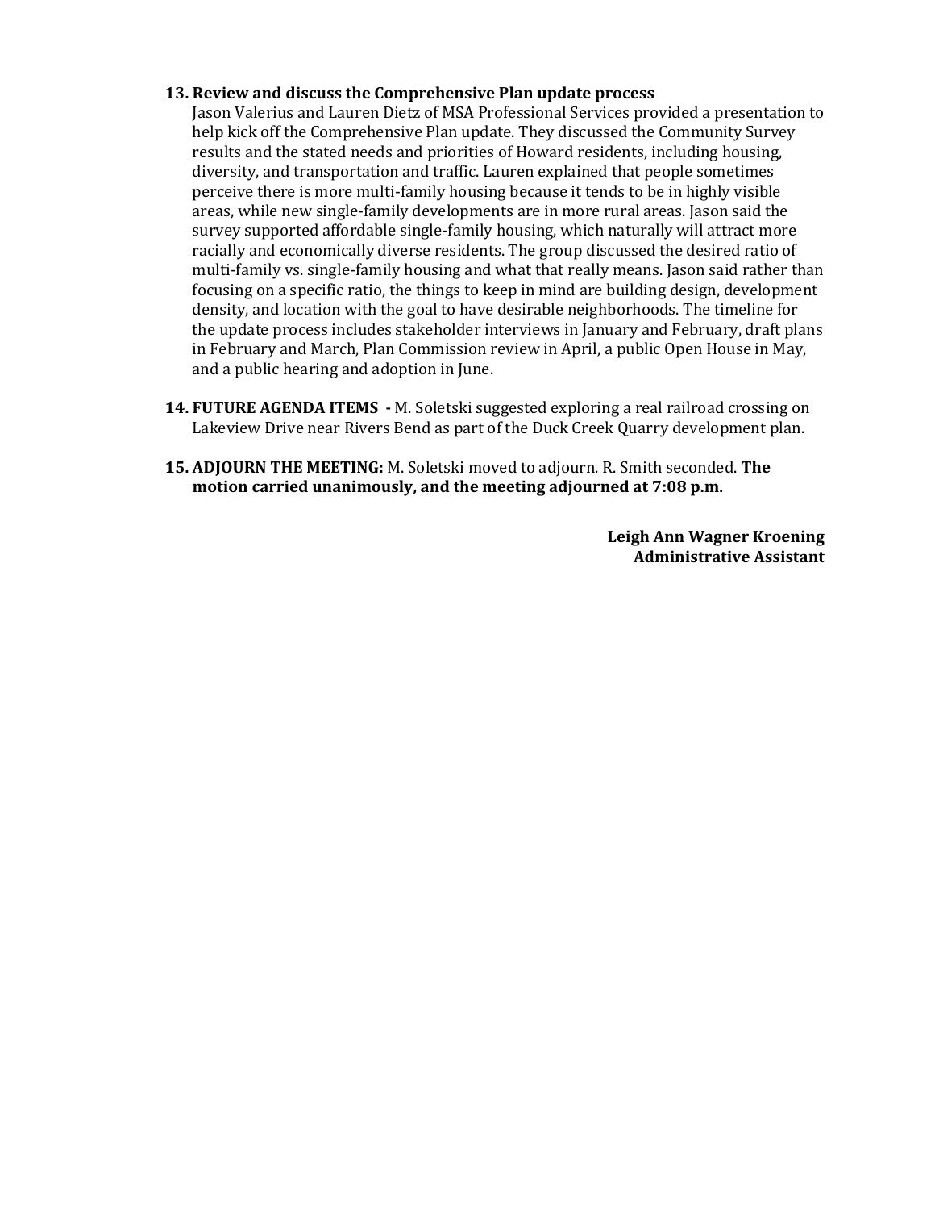13. **Review and discuss the Comprehensive Plan update process**
    Jason Valerius and Lauren Dietz of MSA Professional Services provided a presentation to help kick off the Comprehensive Plan update. They discussed the Community Survey results and the stated needs and priorities of Howard residents, including housing, diversity, and transportation and traffic. Lauren explained that people sometimes perceive there is more multi-family housing because it tends to be in highly visible areas, while new single-family developments are in more rural areas. Jason said the survey supported affordable single-family housing, which naturally will attract more racially and economically diverse residents. The group discussed the desired ratio of multi-family vs. single-family housing and what that really means. Jason said rather than focusing on a specific ratio, the things to keep in mind are building design, development density, and location with the goal to have desirable neighborhoods. The timeline for the update process includes stakeholder interviews in January and February, draft plans in February and March, Plan Commission review in April, a public Open House in May, and a public hearing and adoption in June.

14. **FUTURE AGENDA ITEMS -** M. Soletski suggested exploring a real railroad crossing on Lakeview Drive near Rivers Bend as part of the Duck Creek Quarry development plan.

15. **ADJOURN THE MEETING:** M. Soletski moved to adjourn. R. Smith seconded. **The motion carried unanimously, and the meeting adjourned at 7:08 p.m.**

**Leigh Ann Wagner Kroening**
**Administrative Assistant**